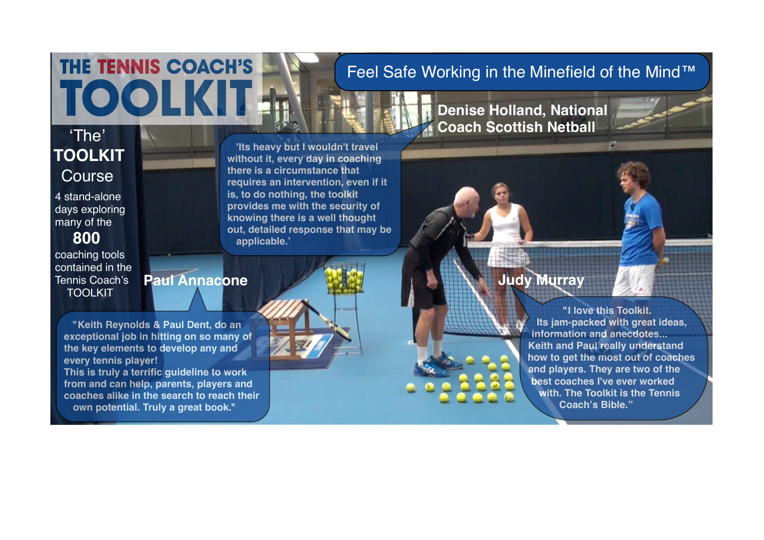# THE TENNIS COACH'S TOOLKIT

## Feel Safe Working in the Minefield of the Mind™

'The' **TOOLKIT** Course

4 stand-alone days exploring many of the **800** coaching tools contained in the Tennis Coach's TOOLKIT

**Denise Holland, National Coach Scottish Netball**

'Its heavy but I wouldn't travel without it, every day in coaching there is a circumstance that requires an intervention, even if it is, to do nothing, the toolkit provides me with the security of knowing there is a well thought out, detailed response that may be applicable.'

**Paul Annacone**

"Keith Reynolds & Paul Dent, do an exceptional job in hitting on so many of the key elements to develop any and every tennis player! This is truly a terrific guideline to work from and can help, parents, players and coaches alike in the search to reach their own potential. Truly a great book."

**Judy Murray**

"I love this Toolkit. Its jam-packed with great ideas, information and anecdotes... Keith and Paul really understand how to get the most out of coaches and players. They are two of the best coaches I've ever worked with. The Toolkit is the Tennis Coach's Bible."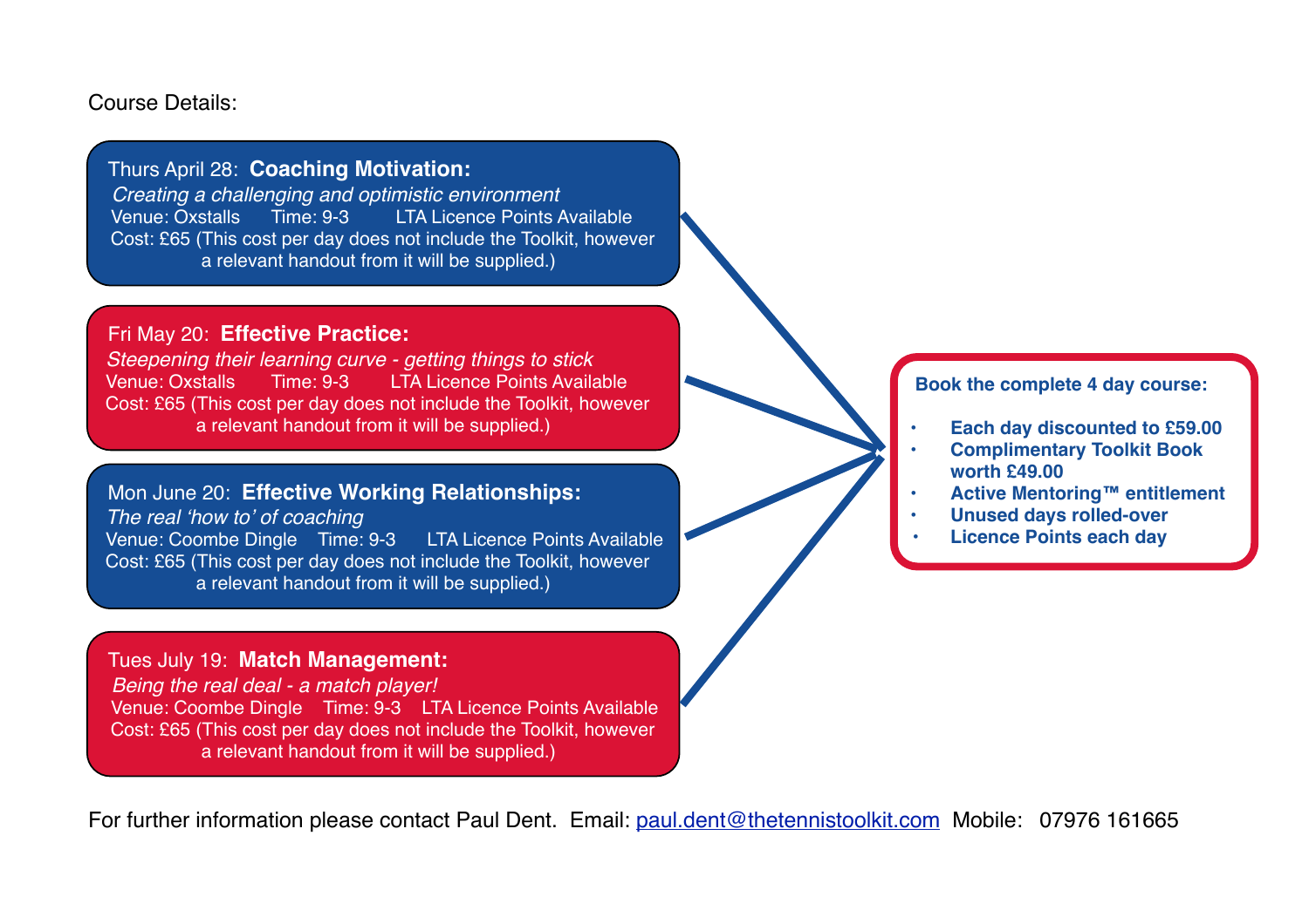Course Details:

Thurs April 28: **Coaching Motivation:**
*Creating a challenging and optimistic environment*
Venue: Oxstalls Time: 9-3 LTA Licence Points Available
Cost: £65 (This cost per day does not include the Toolkit, however a relevant handout from it will be supplied.)

Fri May 20: **Effective Practice:**
*Steepening their learning curve - getting things to stick*
Venue: Oxstalls Time: 9-3 LTA Licence Points Available
Cost: £65 (This cost per day does not include the Toolkit, however a relevant handout from it will be supplied.)

Mon June 20: **Effective Working Relationships:**
*The real 'how to' of coaching*
Venue: Coombe Dingle Time: 9-3 LTA Licence Points Available
Cost: £65 (This cost per day does not include the Toolkit, however a relevant handout from it will be supplied.)

Tues July 19: **Match Management:**
*Being the real deal - a match player!*
Venue: Coombe Dingle Time: 9-3 LTA Licence Points Available
Cost: £65 (This cost per day does not include the Toolkit, however a relevant handout from it will be supplied.)

**Book the complete 4 day course:**

- **Each day discounted to £59.00**
- **Complimentary Toolkit Book worth £49.00**
- **Active Mentoring™ entitlement**
- **Unused days rolled-over**
- **Licence Points each day**

For further information please contact Paul Dent. Email: paul.dent@thetennistoolkit.com Mobile: 07976 161665